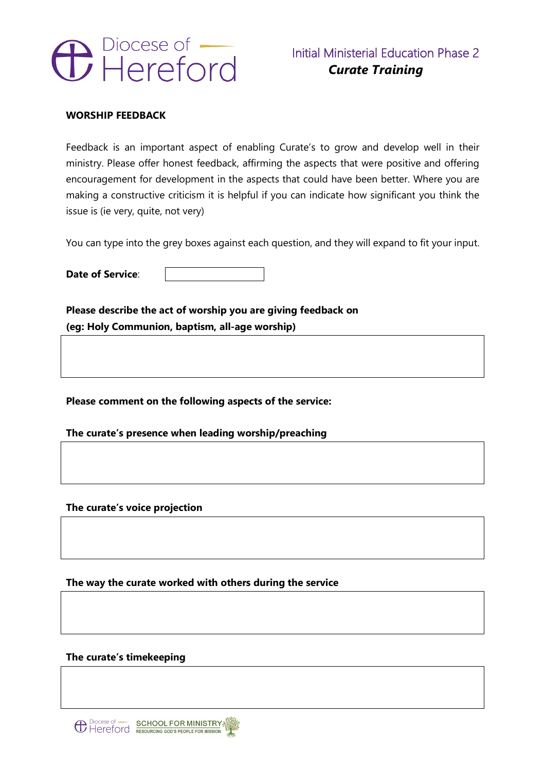Diocese of Hereford

Initial Ministerial Education Phase 2

***Curate Training***

**WORSHIP FEEDBACK**

Feedback is an important aspect of enabling Curate's to grow and develop well in their ministry. Please offer honest feedback, affirming the aspects that were positive and offering encouragement for development in the aspects that could have been better. Where you are making a constructive criticism it is helpful if you can indicate how significant you think the issue is (ie very, quite, not very)

You can type into the grey boxes against each question, and they will expand to fit your input.

**Date of Service**:

**Please describe the act of worship you are giving feedback on**
**(eg: Holy Communion, baptism, all-age worship)**

**Please comment on the following aspects of the service:**

**The curate's presence when leading worship/preaching**

**The curate's voice projection**

**The way the curate worked with others during the service**

**The curate's timekeeping**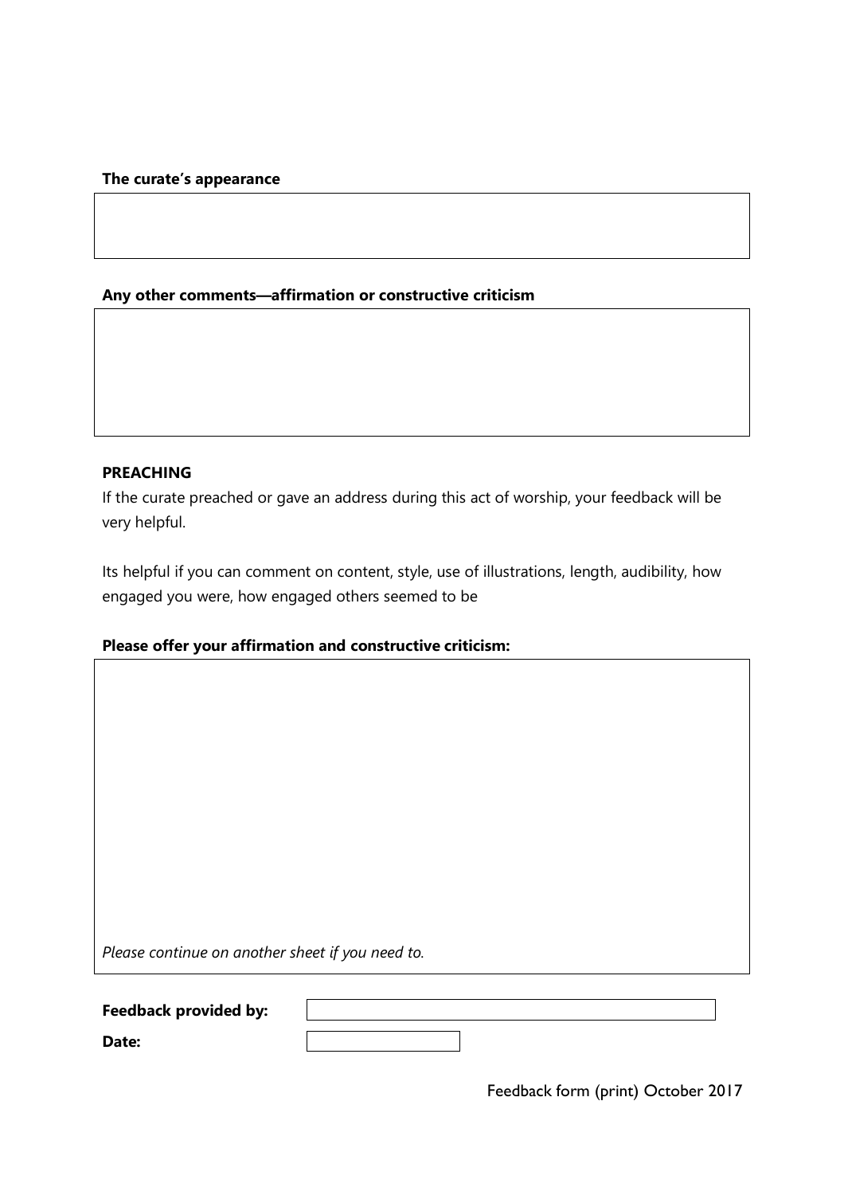**The curate's appearance**

**Any other comments—affirmation or constructive criticism**

**PREACHING**

If the curate preached or gave an address during this act of worship, your feedback will be very helpful.

Its helpful if you can comment on content, style, use of illustrations, length, audibility, how engaged you were, how engaged others seemed to be

**Please offer your affirmation and constructive criticism:**

*Please continue on another sheet if you need to.*

**Feedback provided by:**

**Date:**

Feedback form (print) October 2017